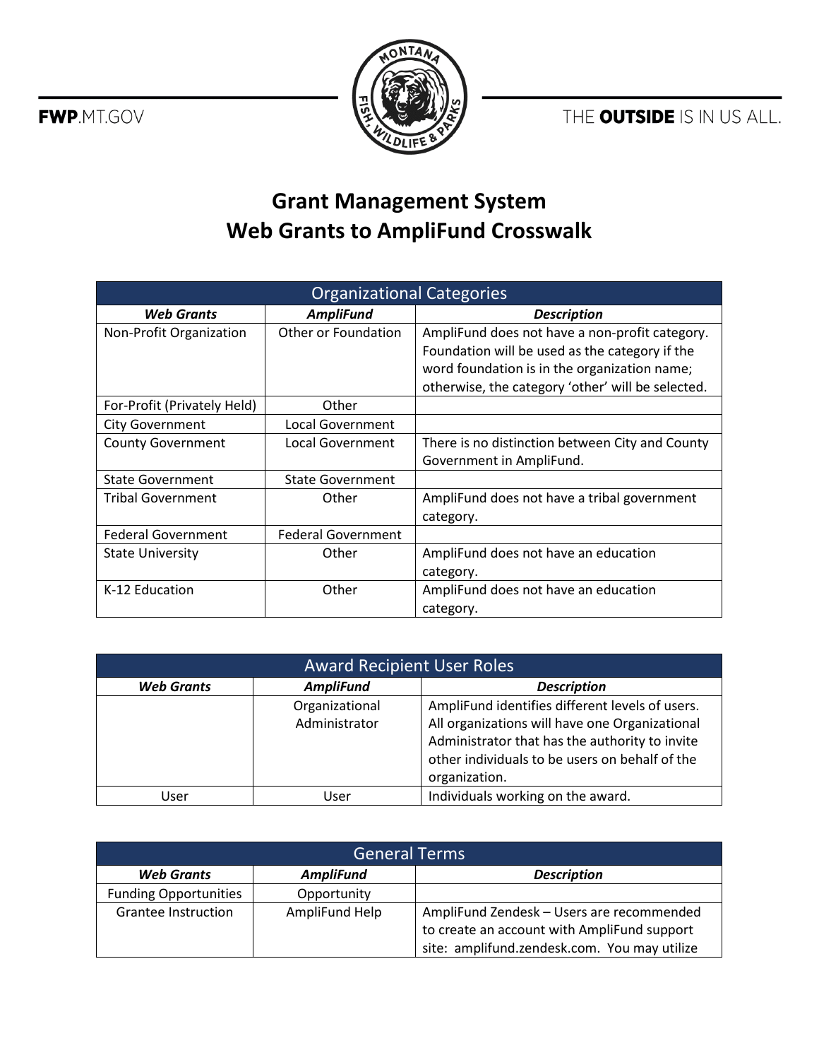FWP.MT.GOV

THE **OUTSIDE** IS IN US ALL.

# Grant Management System
# Web Grants to AmpliFund Crosswalk

| Organizational Categories | | |
|---|---|---|
| ***Web Grants*** | ***AmpliFund*** | ***Description*** |
| Non-Profit Organization | Other or Foundation | AmpliFund does not have a non-profit category. Foundation will be used as the category if the word foundation is in the organization name; otherwise, the category 'other' will be selected. |
| For-Profit (Privately Held) | Other | |
| City Government | Local Government | |
| County Government | Local Government | There is no distinction between City and County Government in AmpliFund. |
| State Government | State Government | |
| Tribal Government | Other | AmpliFund does not have a tribal government category. |
| Federal Government | Federal Government | |
| State University | Other | AmpliFund does not have an education category. |
| K-12 Education | Other | AmpliFund does not have an education category. |

| Award Recipient User Roles | | |
|---|---|---|
| ***Web Grants*** | ***AmpliFund*** | ***Description*** |
| | Organizational Administrator | AmpliFund identifies different levels of users. All organizations will have one Organizational Administrator that has the authority to invite other individuals to be users on behalf of the organization. |
| User | User | Individuals working on the award. |

| General Terms | | |
|---|---|---|
| ***Web Grants*** | ***AmpliFund*** | ***Description*** |
| Funding Opportunities | Opportunity | |
| Grantee Instruction | AmpliFund Help | AmpliFund Zendesk – Users are recommended to create an account with AmpliFund support site: amplifund.zendesk.com. You may utilize |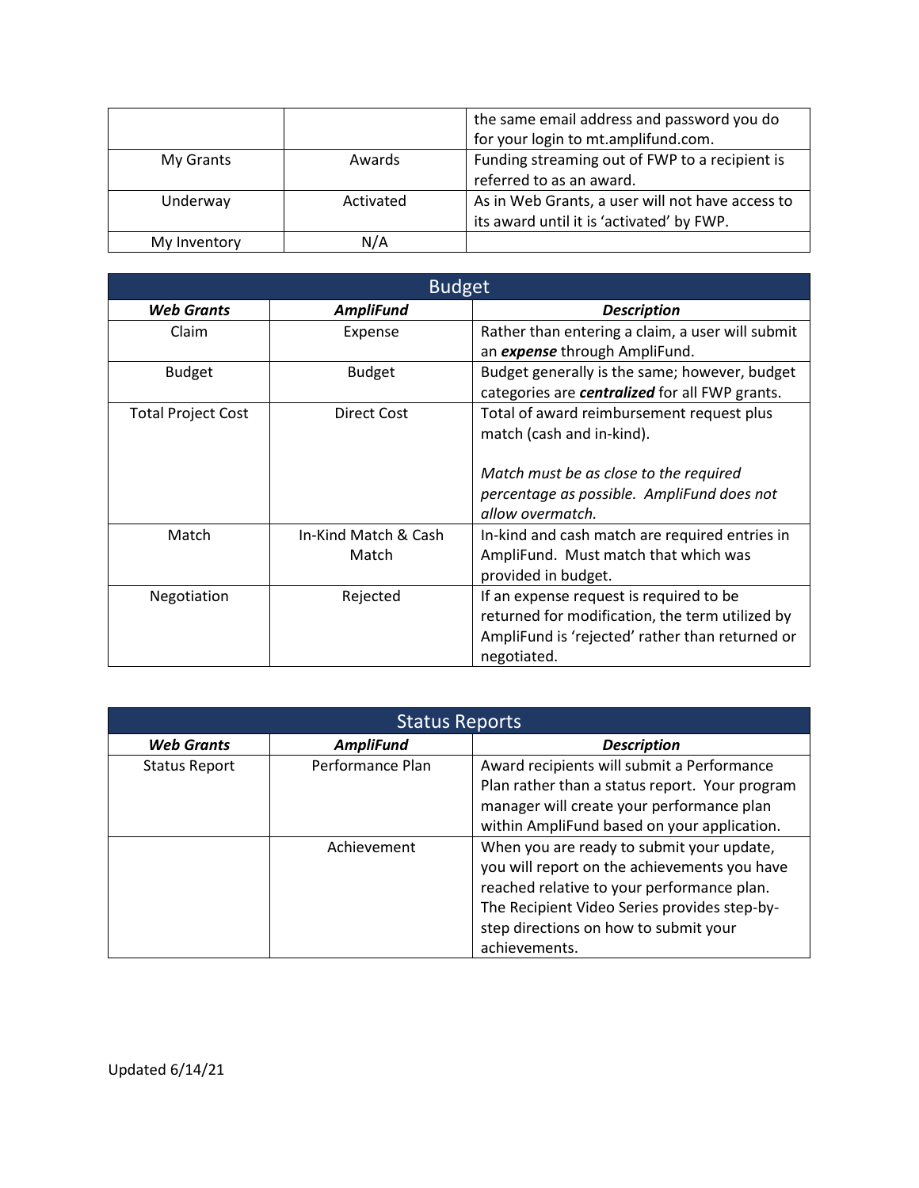| | | |
|---|---|---|
| | | the same email address and password you do for your login to mt.amplifund.com. |
| My Grants | Awards | Funding streaming out of FWP to a recipient is referred to as an award. |
| Underway | Activated | As in Web Grants, a user will not have access to its award until it is 'activated' by FWP. |
| My Inventory | N/A | |

| Budget | | |
|---|---|---|
| ***Web Grants*** | ***AmpliFund*** | ***Description*** |
| Claim | Expense | Rather than entering a claim, a user will submit an ***expense*** through AmpliFund. |
| Budget | Budget | Budget generally is the same; however, budget categories are ***centralized*** for all FWP grants. |
| Total Project Cost | Direct Cost | Total of award reimbursement request plus match (cash and in-kind).<br><br>*Match must be as close to the required percentage as possible. AmpliFund does not allow overmatch.* |
| Match | In-Kind Match & Cash Match | In-kind and cash match are required entries in AmpliFund. Must match that which was provided in budget. |
| Negotiation | Rejected | If an expense request is required to be returned for modification, the term utilized by AmpliFund is 'rejected' rather than returned or negotiated. |

| Status Reports | | |
|---|---|---|
| ***Web Grants*** | ***AmpliFund*** | ***Description*** |
| Status Report | Performance Plan | Award recipients will submit a Performance Plan rather than a status report. Your program manager will create your performance plan within AmpliFund based on your application. |
| | Achievement | When you are ready to submit your update, you will report on the achievements you have reached relative to your performance plan. The Recipient Video Series provides step-by-step directions on how to submit your achievements. |

Updated 6/14/21